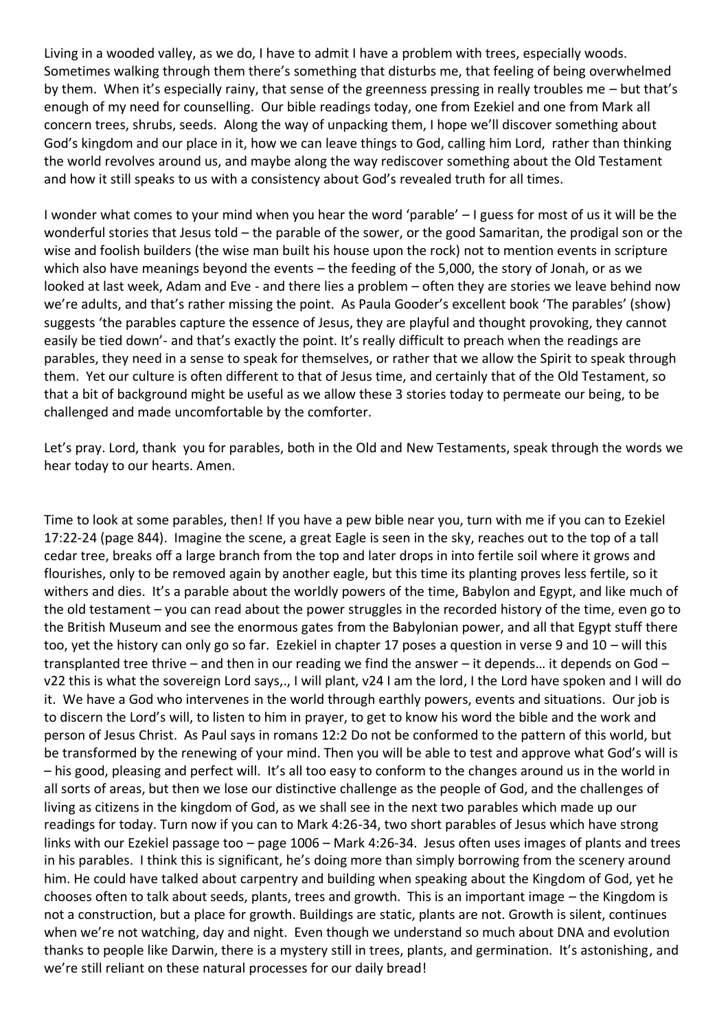Living in a wooded valley, as we do, I have to admit I have a problem with trees, especially woods. Sometimes walking through them there's something that disturbs me, that feeling of being overwhelmed by them. When it's especially rainy, that sense of the greenness pressing in really troubles me – but that's enough of my need for counselling. Our bible readings today, one from Ezekiel and one from Mark all concern trees, shrubs, seeds. Along the way of unpacking them, I hope we'll discover something about God's kingdom and our place in it, how we can leave things to God, calling him Lord, rather than thinking the world revolves around us, and maybe along the way rediscover something about the Old Testament and how it still speaks to us with a consistency about God's revealed truth for all times.

I wonder what comes to your mind when you hear the word 'parable' – I guess for most of us it will be the wonderful stories that Jesus told – the parable of the sower, or the good Samaritan, the prodigal son or the wise and foolish builders (the wise man built his house upon the rock) not to mention events in scripture which also have meanings beyond the events – the feeding of the 5,000, the story of Jonah, or as we looked at last week, Adam and Eve - and there lies a problem – often they are stories we leave behind now we're adults, and that's rather missing the point. As Paula Gooder's excellent book 'The parables' (show) suggests 'the parables capture the essence of Jesus, they are playful and thought provoking, they cannot easily be tied down'- and that's exactly the point. It's really difficult to preach when the readings are parables, they need in a sense to speak for themselves, or rather that we allow the Spirit to speak through them. Yet our culture is often different to that of Jesus time, and certainly that of the Old Testament, so that a bit of background might be useful as we allow these 3 stories today to permeate our being, to be challenged and made uncomfortable by the comforter.

Let's pray. Lord, thank you for parables, both in the Old and New Testaments, speak through the words we hear today to our hearts. Amen.

Time to look at some parables, then! If you have a pew bible near you, turn with me if you can to Ezekiel 17:22-24 (page 844). Imagine the scene, a great Eagle is seen in the sky, reaches out to the top of a tall cedar tree, breaks off a large branch from the top and later drops in into fertile soil where it grows and flourishes, only to be removed again by another eagle, but this time its planting proves less fertile, so it withers and dies. It's a parable about the worldly powers of the time, Babylon and Egypt, and like much of the old testament – you can read about the power struggles in the recorded history of the time, even go to the British Museum and see the enormous gates from the Babylonian power, and all that Egypt stuff there too, yet the history can only go so far. Ezekiel in chapter 17 poses a question in verse 9 and 10 – will this transplanted tree thrive – and then in our reading we find the answer – it depends… it depends on God – v22 this is what the sovereign Lord says,., I will plant, v24 I am the lord, I the Lord have spoken and I will do it. We have a God who intervenes in the world through earthly powers, events and situations. Our job is to discern the Lord's will, to listen to him in prayer, to get to know his word the bible and the work and person of Jesus Christ. As Paul says in romans 12:2 Do not be conformed to the pattern of this world, but be transformed by the renewing of your mind. Then you will be able to test and approve what God's will is – his good, pleasing and perfect will. It's all too easy to conform to the changes around us in the world in all sorts of areas, but then we lose our distinctive challenge as the people of God, and the challenges of living as citizens in the kingdom of God, as we shall see in the next two parables which made up our readings for today. Turn now if you can to Mark 4:26-34, two short parables of Jesus which have strong links with our Ezekiel passage too – page 1006 – Mark 4:26-34. Jesus often uses images of plants and trees in his parables. I think this is significant, he's doing more than simply borrowing from the scenery around him. He could have talked about carpentry and building when speaking about the Kingdom of God, yet he chooses often to talk about seeds, plants, trees and growth. This is an important image – the Kingdom is not a construction, but a place for growth. Buildings are static, plants are not. Growth is silent, continues when we're not watching, day and night. Even though we understand so much about DNA and evolution thanks to people like Darwin, there is a mystery still in trees, plants, and germination. It's astonishing, and we're still reliant on these natural processes for our daily bread!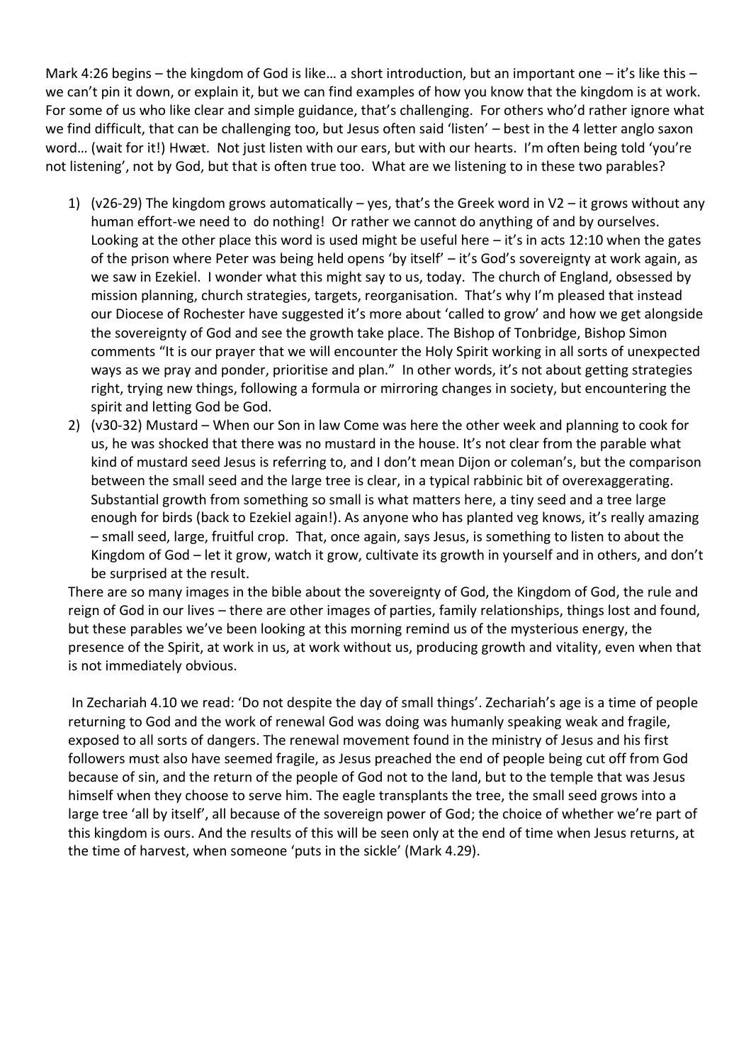Mark 4:26 begins – the kingdom of God is like… a short introduction, but an important one – it's like this – we can't pin it down, or explain it, but we can find examples of how you know that the kingdom is at work. For some of us who like clear and simple guidance, that's challenging. For others who'd rather ignore what we find difficult, that can be challenging too, but Jesus often said 'listen' – best in the 4 letter anglo saxon word… (wait for it!) Hwæt. Not just listen with our ears, but with our hearts. I'm often being told 'you're not listening', not by God, but that is often true too. What are we listening to in these two parables?

1) (v26-29) The kingdom grows automatically – yes, that's the Greek word in V2 – it grows without any human effort-we need to do nothing! Or rather we cannot do anything of and by ourselves. Looking at the other place this word is used might be useful here – it's in acts 12:10 when the gates of the prison where Peter was being held opens 'by itself' – it's God's sovereignty at work again, as we saw in Ezekiel. I wonder what this might say to us, today. The church of England, obsessed by mission planning, church strategies, targets, reorganisation. That's why I'm pleased that instead our Diocese of Rochester have suggested it's more about 'called to grow' and how we get alongside the sovereignty of God and see the growth take place. The Bishop of Tonbridge, Bishop Simon comments "It is our prayer that we will encounter the Holy Spirit working in all sorts of unexpected ways as we pray and ponder, prioritise and plan." In other words, it's not about getting strategies right, trying new things, following a formula or mirroring changes in society, but encountering the spirit and letting God be God.
2) (v30-32) Mustard – When our Son in law Come was here the other week and planning to cook for us, he was shocked that there was no mustard in the house. It's not clear from the parable what kind of mustard seed Jesus is referring to, and I don't mean Dijon or coleman's, but the comparison between the small seed and the large tree is clear, in a typical rabbinic bit of overexaggerating. Substantial growth from something so small is what matters here, a tiny seed and a tree large enough for birds (back to Ezekiel again!). As anyone who has planted veg knows, it's really amazing – small seed, large, fruitful crop. That, once again, says Jesus, is something to listen to about the Kingdom of God – let it grow, watch it grow, cultivate its growth in yourself and in others, and don't be surprised at the result.

There are so many images in the bible about the sovereignty of God, the Kingdom of God, the rule and reign of God in our lives – there are other images of parties, family relationships, things lost and found, but these parables we've been looking at this morning remind us of the mysterious energy, the presence of the Spirit, at work in us, at work without us, producing growth and vitality, even when that is not immediately obvious.

In Zechariah 4.10 we read: 'Do not despite the day of small things'. Zechariah's age is a time of people returning to God and the work of renewal God was doing was humanly speaking weak and fragile, exposed to all sorts of dangers. The renewal movement found in the ministry of Jesus and his first followers must also have seemed fragile, as Jesus preached the end of people being cut off from God because of sin, and the return of the people of God not to the land, but to the temple that was Jesus himself when they choose to serve him. The eagle transplants the tree, the small seed grows into a large tree 'all by itself', all because of the sovereign power of God; the choice of whether we're part of this kingdom is ours. And the results of this will be seen only at the end of time when Jesus returns, at the time of harvest, when someone 'puts in the sickle' (Mark 4.29).